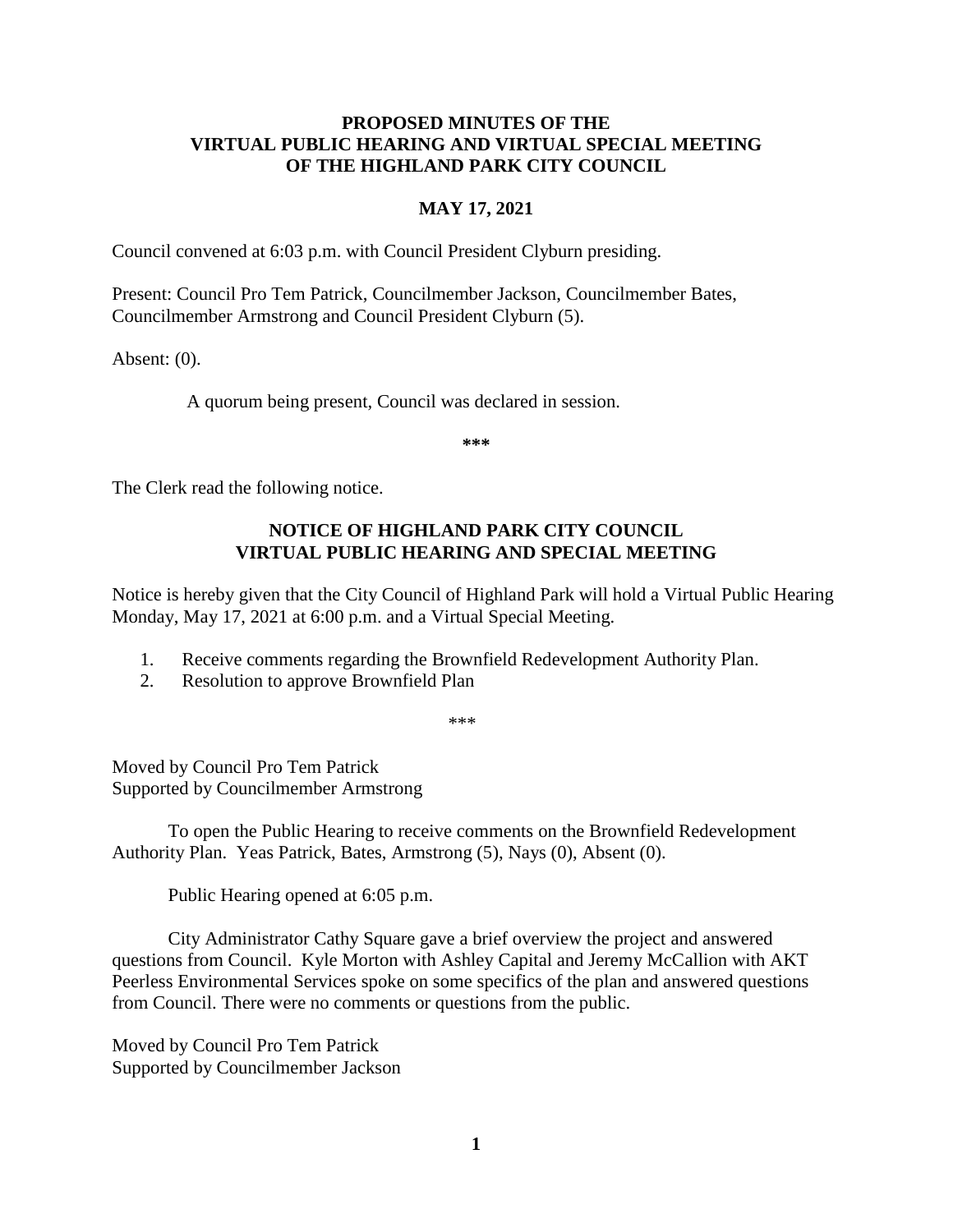**PROPOSED MINUTES OF THE VIRTUAL PUBLIC HEARING AND VIRTUAL SPECIAL MEETING OF THE HIGHLAND PARK CITY COUNCIL**

**MAY 17, 2021**

Council convened at 6:03 p.m. with Council President Clyburn presiding.

Present: Council Pro Tem Patrick, Councilmember Jackson, Councilmember Bates, Councilmember Armstrong and Council President Clyburn (5).

Absent: (0).

A quorum being present, Council was declared in session.

**\*\*\***

The Clerk read the following notice.

**NOTICE OF HIGHLAND PARK CITY COUNCIL VIRTUAL PUBLIC HEARING AND SPECIAL MEETING**

Notice is hereby given that the City Council of Highland Park will hold a Virtual Public Hearing Monday, May 17, 2021 at 6:00 p.m. and a Virtual Special Meeting.

1. Receive comments regarding the Brownfield Redevelopment Authority Plan.
2. Resolution to approve Brownfield Plan

\*\*\*

Moved by Council Pro Tem Patrick
Supported by Councilmember Armstrong

To open the Public Hearing to receive comments on the Brownfield Redevelopment Authority Plan. Yeas Patrick, Bates, Armstrong (5), Nays (0), Absent (0).

Public Hearing opened at 6:05 p.m.

City Administrator Cathy Square gave a brief overview the project and answered questions from Council. Kyle Morton with Ashley Capital and Jeremy McCallion with AKT Peerless Environmental Services spoke on some specifics of the plan and answered questions from Council. There were no comments or questions from the public.

Moved by Council Pro Tem Patrick
Supported by Councilmember Jackson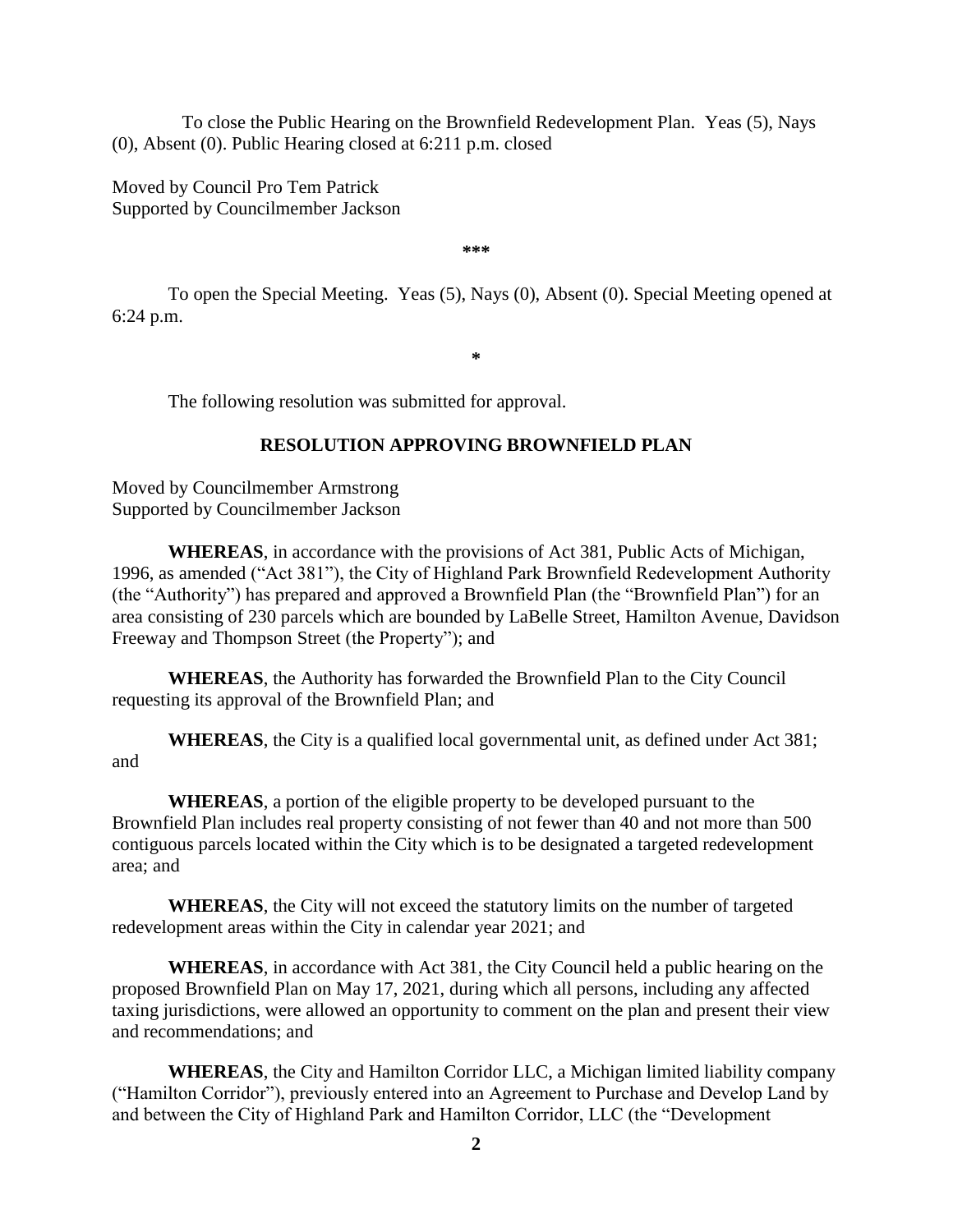To close the Public Hearing on the Brownfield Redevelopment Plan. Yeas (5), Nays (0), Absent (0). Public Hearing closed at 6:211 p.m. closed

Moved by Council Pro Tem Patrick
Supported by Councilmember Jackson

***

To open the Special Meeting. Yeas (5), Nays (0), Absent (0). Special Meeting opened at 6:24 p.m.

*

The following resolution was submitted for approval.

**RESOLUTION APPROVING BROWNFIELD PLAN**

Moved by Councilmember Armstrong
Supported by Councilmember Jackson

**WHEREAS**, in accordance with the provisions of Act 381, Public Acts of Michigan, 1996, as amended ("Act 381"), the City of Highland Park Brownfield Redevelopment Authority (the "Authority") has prepared and approved a Brownfield Plan (the "Brownfield Plan") for an area consisting of 230 parcels which are bounded by LaBelle Street, Hamilton Avenue, Davidson Freeway and Thompson Street (the Property"); and

**WHEREAS**, the Authority has forwarded the Brownfield Plan to the City Council requesting its approval of the Brownfield Plan; and

**WHEREAS**, the City is a qualified local governmental unit, as defined under Act 381; and

**WHEREAS**, a portion of the eligible property to be developed pursuant to the Brownfield Plan includes real property consisting of not fewer than 40 and not more than 500 contiguous parcels located within the City which is to be designated a targeted redevelopment area; and

**WHEREAS**, the City will not exceed the statutory limits on the number of targeted redevelopment areas within the City in calendar year 2021; and

**WHEREAS**, in accordance with Act 381, the City Council held a public hearing on the proposed Brownfield Plan on May 17, 2021, during which all persons, including any affected taxing jurisdictions, were allowed an opportunity to comment on the plan and present their view and recommendations; and

**WHEREAS**, the City and Hamilton Corridor LLC, a Michigan limited liability company ("Hamilton Corridor"), previously entered into an Agreement to Purchase and Develop Land by and between the City of Highland Park and Hamilton Corridor, LLC (the "Development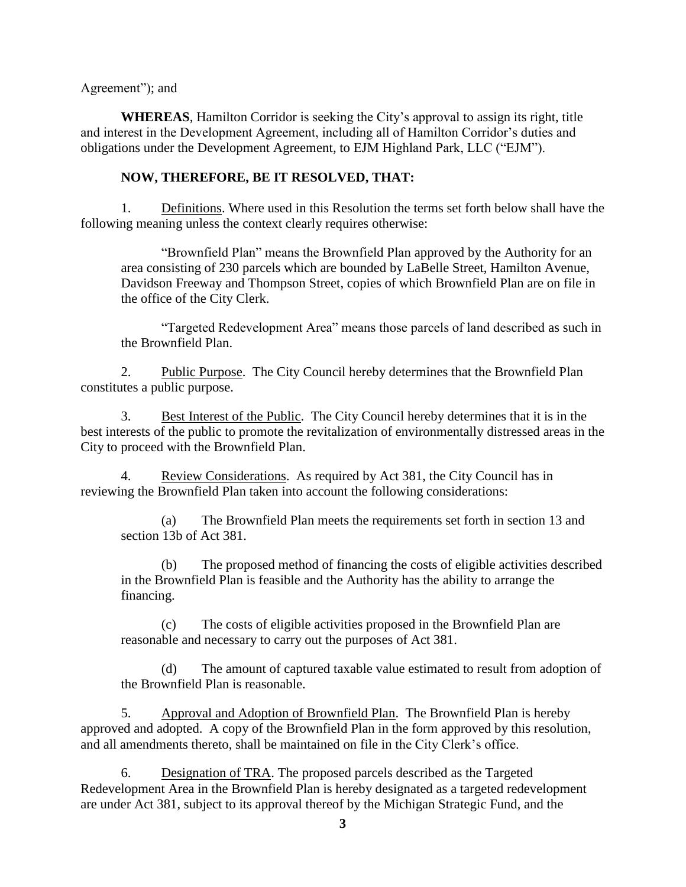Agreement"); and

**WHEREAS**, Hamilton Corridor is seeking the City's approval to assign its right, title and interest in the Development Agreement, including all of Hamilton Corridor's duties and obligations under the Development Agreement, to EJM Highland Park, LLC ("EJM").

**NOW, THEREFORE, BE IT RESOLVED, THAT:**

1. Definitions. Where used in this Resolution the terms set forth below shall have the following meaning unless the context clearly requires otherwise:

   "Brownfield Plan" means the Brownfield Plan approved by the Authority for an area consisting of 230 parcels which are bounded by LaBelle Street, Hamilton Avenue, Davidson Freeway and Thompson Street, copies of which Brownfield Plan are on file in the office of the City Clerk.

   "Targeted Redevelopment Area" means those parcels of land described as such in the Brownfield Plan.

2. Public Purpose. The City Council hereby determines that the Brownfield Plan constitutes a public purpose.

3. Best Interest of the Public. The City Council hereby determines that it is in the best interests of the public to promote the revitalization of environmentally distressed areas in the City to proceed with the Brownfield Plan.

4. Review Considerations. As required by Act 381, the City Council has in reviewing the Brownfield Plan taken into account the following considerations:

   (a) The Brownfield Plan meets the requirements set forth in section 13 and section 13b of Act 381.

   (b) The proposed method of financing the costs of eligible activities described in the Brownfield Plan is feasible and the Authority has the ability to arrange the financing.

   (c) The costs of eligible activities proposed in the Brownfield Plan are reasonable and necessary to carry out the purposes of Act 381.

   (d) The amount of captured taxable value estimated to result from adoption of the Brownfield Plan is reasonable.

5. Approval and Adoption of Brownfield Plan. The Brownfield Plan is hereby approved and adopted. A copy of the Brownfield Plan in the form approved by this resolution, and all amendments thereto, shall be maintained on file in the City Clerk's office.

6. Designation of TRA. The proposed parcels described as the Targeted Redevelopment Area in the Brownfield Plan is hereby designated as a targeted redevelopment are under Act 381, subject to its approval thereof by the Michigan Strategic Fund, and the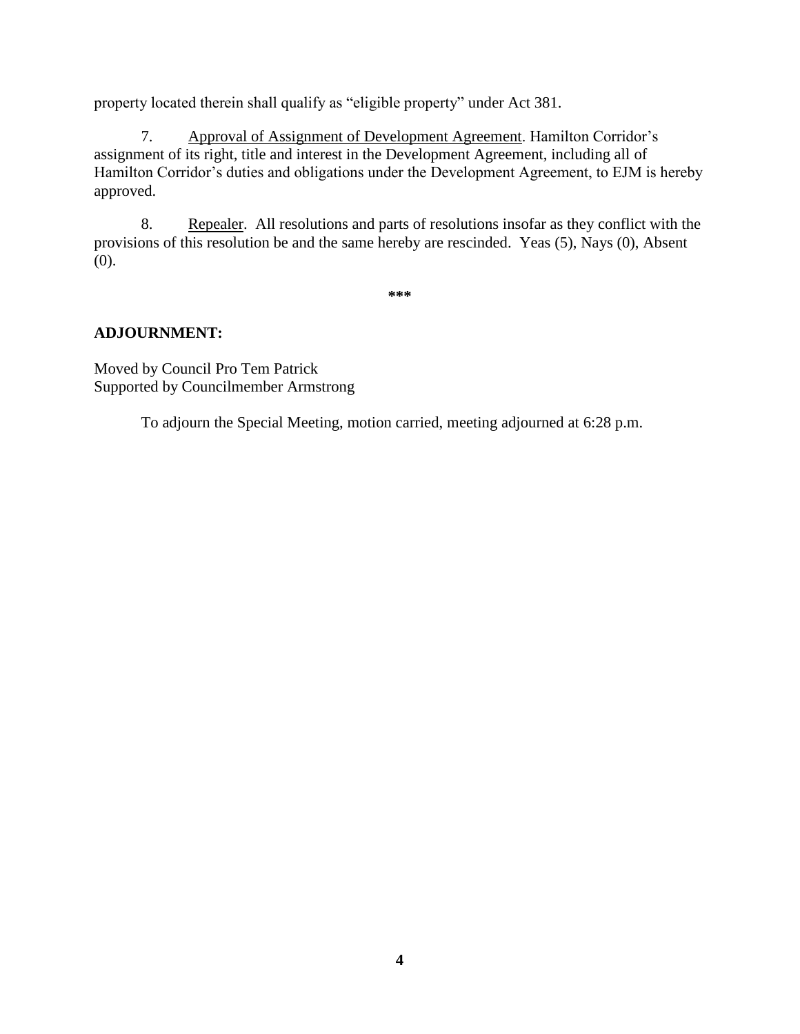property located therein shall qualify as "eligible property" under Act 381.

7. Approval of Assignment of Development Agreement. Hamilton Corridor's assignment of its right, title and interest in the Development Agreement, including all of Hamilton Corridor's duties and obligations under the Development Agreement, to EJM is hereby approved.

8. Repealer. All resolutions and parts of resolutions insofar as they conflict with the provisions of this resolution be and the same hereby are rescinded. Yeas (5), Nays (0), Absent (0).

***

**ADJOURNMENT:**

Moved by Council Pro Tem Patrick
Supported by Councilmember Armstrong

To adjourn the Special Meeting, motion carried, meeting adjourned at 6:28 p.m.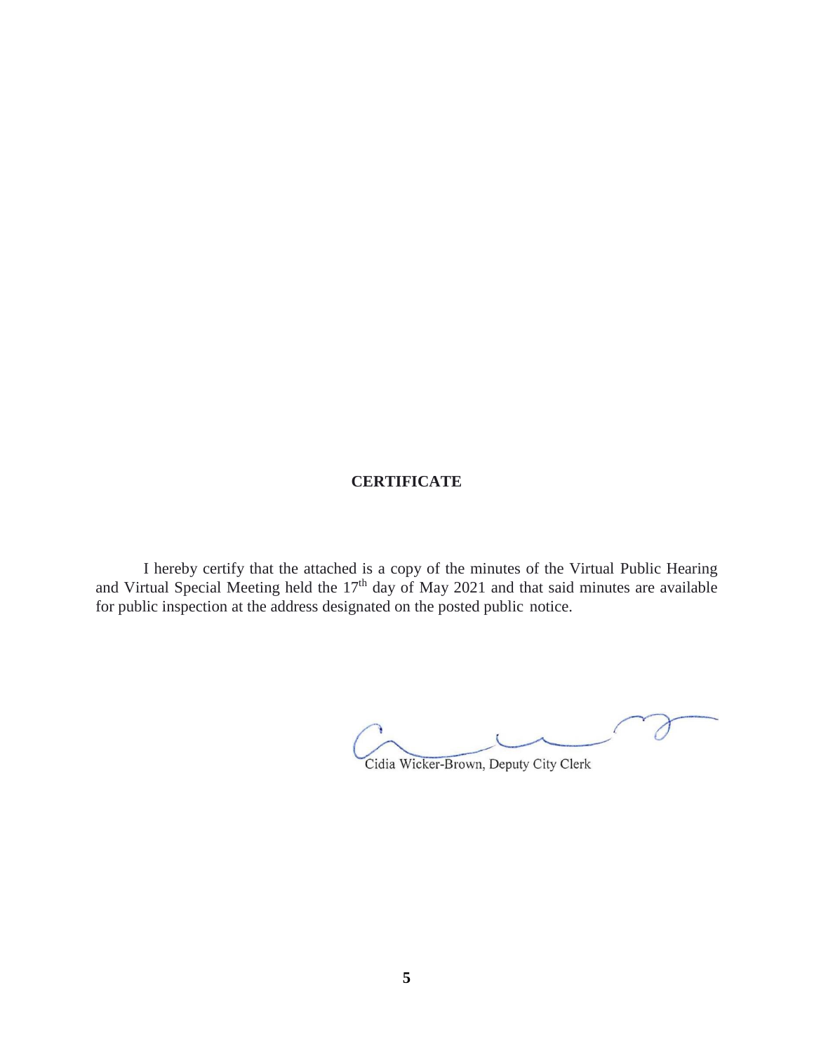**CERTIFICATE**

I hereby certify that the attached is a copy of the minutes of the Virtual Public Hearing and Virtual Special Meeting held the 17th day of May 2021 and that said minutes are available for public inspection at the address designated on the posted public notice.

Cidia Wicker-Brown, Deputy City Clerk